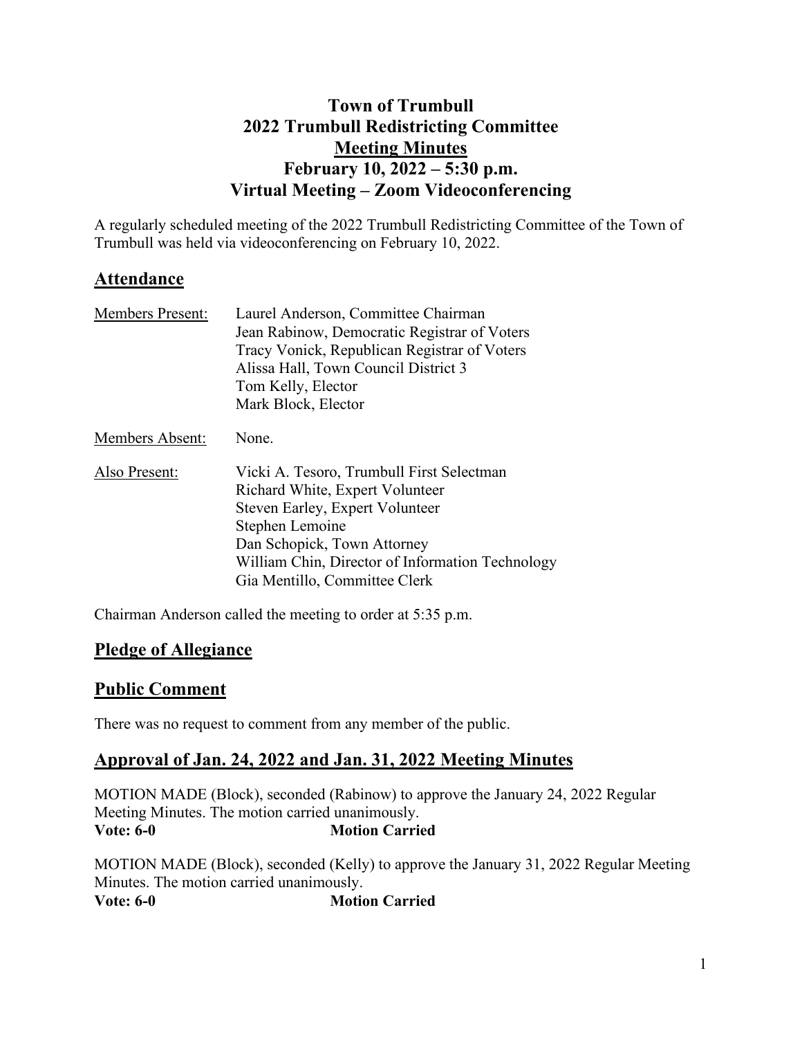# Town of Trumbull
# 2022 Trumbull Redistricting Committee
# Meeting Minutes
# February 10, 2022 – 5:30 p.m.
# Virtual Meeting – Zoom Videoconferencing

A regularly scheduled meeting of the 2022 Trumbull Redistricting Committee of the Town of Trumbull was held via videoconferencing on February 10, 2022.

## Attendance

| | |
|---|---|
| Members Present: | Laurel Anderson, Committee Chairman<br>Jean Rabinow, Democratic Registrar of Voters<br>Tracy Vonick, Republican Registrar of Voters<br>Alissa Hall, Town Council District 3<br>Tom Kelly, Elector<br>Mark Block, Elector |
| Members Absent: | None. |
| Also Present: | Vicki A. Tesoro, Trumbull First Selectman<br>Richard White, Expert Volunteer<br>Steven Earley, Expert Volunteer<br>Stephen Lemoine<br>Dan Schopick, Town Attorney<br>William Chin, Director of Information Technology<br>Gia Mentillo, Committee Clerk |

Chairman Anderson called the meeting to order at 5:35 p.m.

## Pledge of Allegiance

## Public Comment

There was no request to comment from any member of the public.

## Approval of Jan. 24, 2022 and Jan. 31, 2022 Meeting Minutes

MOTION MADE (Block), seconded (Rabinow) to approve the January 24, 2022 Regular Meeting Minutes. The motion carried unanimously.

**Vote: 6-0** **Motion Carried**

MOTION MADE (Block), seconded (Kelly) to approve the January 31, 2022 Regular Meeting Minutes. The motion carried unanimously.

**Vote: 6-0** **Motion Carried**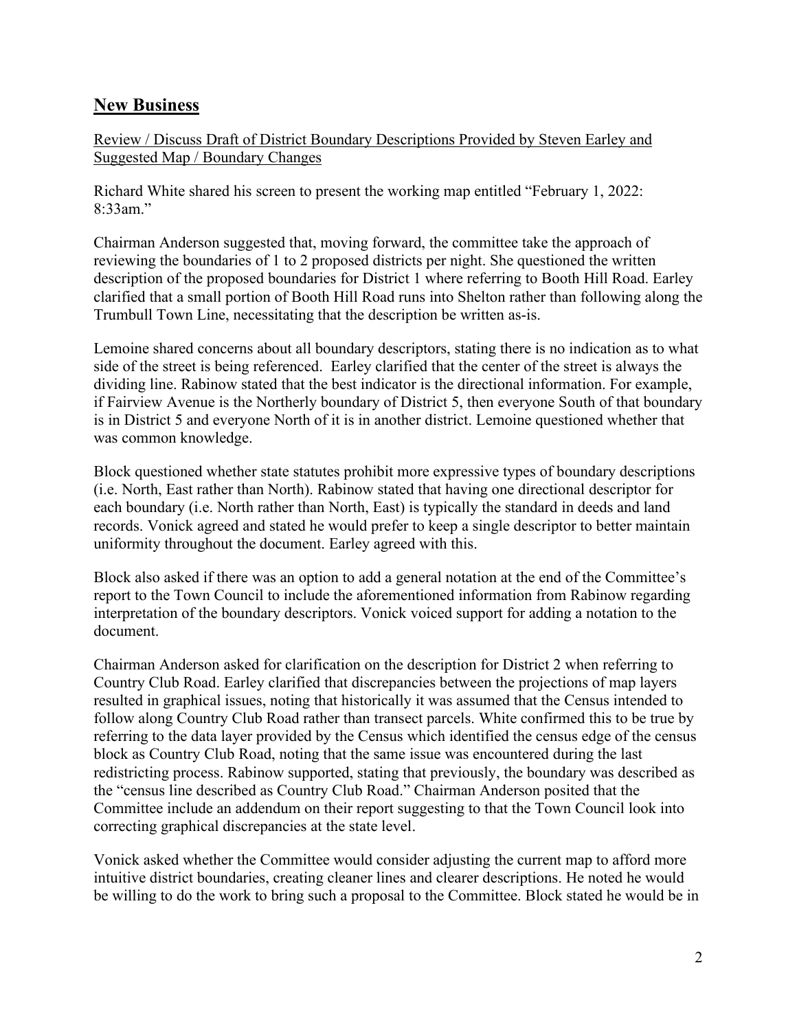## **New Business**

Review / Discuss Draft of District Boundary Descriptions Provided by Steven Earley and Suggested Map / Boundary Changes

Richard White shared his screen to present the working map entitled "February 1, 2022: 8:33am."

Chairman Anderson suggested that, moving forward, the committee take the approach of reviewing the boundaries of 1 to 2 proposed districts per night. She questioned the written description of the proposed boundaries for District 1 where referring to Booth Hill Road. Earley clarified that a small portion of Booth Hill Road runs into Shelton rather than following along the Trumbull Town Line, necessitating that the description be written as-is.

Lemoine shared concerns about all boundary descriptors, stating there is no indication as to what side of the street is being referenced. Earley clarified that the center of the street is always the dividing line. Rabinow stated that the best indicator is the directional information. For example, if Fairview Avenue is the Northerly boundary of District 5, then everyone South of that boundary is in District 5 and everyone North of it is in another district. Lemoine questioned whether that was common knowledge.

Block questioned whether state statutes prohibit more expressive types of boundary descriptions (i.e. North, East rather than North). Rabinow stated that having one directional descriptor for each boundary (i.e. North rather than North, East) is typically the standard in deeds and land records. Vonick agreed and stated he would prefer to keep a single descriptor to better maintain uniformity throughout the document. Earley agreed with this.

Block also asked if there was an option to add a general notation at the end of the Committee's report to the Town Council to include the aforementioned information from Rabinow regarding interpretation of the boundary descriptors. Vonick voiced support for adding a notation to the document.

Chairman Anderson asked for clarification on the description for District 2 when referring to Country Club Road. Earley clarified that discrepancies between the projections of map layers resulted in graphical issues, noting that historically it was assumed that the Census intended to follow along Country Club Road rather than transect parcels. White confirmed this to be true by referring to the data layer provided by the Census which identified the census edge of the census block as Country Club Road, noting that the same issue was encountered during the last redistricting process. Rabinow supported, stating that previously, the boundary was described as the "census line described as Country Club Road." Chairman Anderson posited that the Committee include an addendum on their report suggesting to that the Town Council look into correcting graphical discrepancies at the state level.

Vonick asked whether the Committee would consider adjusting the current map to afford more intuitive district boundaries, creating cleaner lines and clearer descriptions. He noted he would be willing to do the work to bring such a proposal to the Committee. Block stated he would be in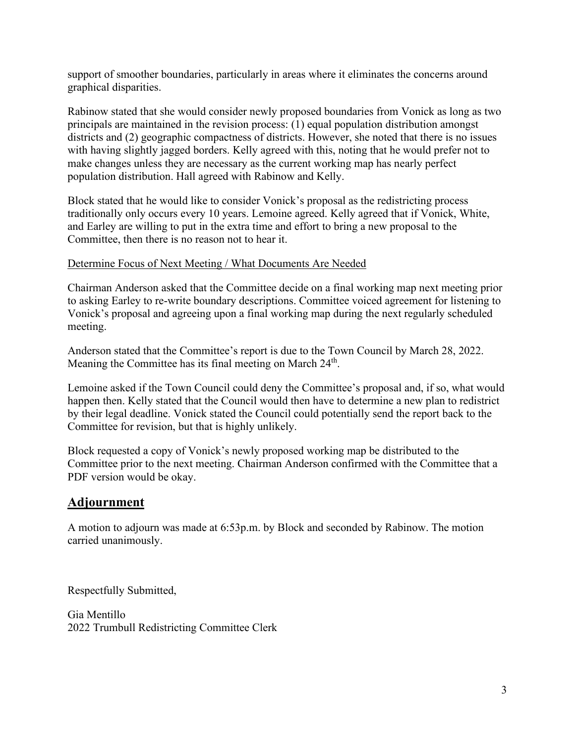support of smoother boundaries, particularly in areas where it eliminates the concerns around graphical disparities.

Rabinow stated that she would consider newly proposed boundaries from Vonick as long as two principals are maintained in the revision process: (1) equal population distribution amongst districts and (2) geographic compactness of districts. However, she noted that there is no issues with having slightly jagged borders. Kelly agreed with this, noting that he would prefer not to make changes unless they are necessary as the current working map has nearly perfect population distribution. Hall agreed with Rabinow and Kelly.

Block stated that he would like to consider Vonick's proposal as the redistricting process traditionally only occurs every 10 years. Lemoine agreed. Kelly agreed that if Vonick, White, and Earley are willing to put in the extra time and effort to bring a new proposal to the Committee, then there is no reason not to hear it.

Determine Focus of Next Meeting / What Documents Are Needed

Chairman Anderson asked that the Committee decide on a final working map next meeting prior to asking Earley to re-write boundary descriptions. Committee voiced agreement for listening to Vonick's proposal and agreeing upon a final working map during the next regularly scheduled meeting.

Anderson stated that the Committee's report is due to the Town Council by March 28, 2022. Meaning the Committee has its final meeting on March 24th.

Lemoine asked if the Town Council could deny the Committee's proposal and, if so, what would happen then. Kelly stated that the Council would then have to determine a new plan to redistrict by their legal deadline. Vonick stated the Council could potentially send the report back to the Committee for revision, but that is highly unlikely.

Block requested a copy of Vonick's newly proposed working map be distributed to the Committee prior to the next meeting. Chairman Anderson confirmed with the Committee that a PDF version would be okay.

## Adjournment

A motion to adjourn was made at 6:53p.m. by Block and seconded by Rabinow. The motion carried unanimously.

Respectfully Submitted,

Gia Mentillo
2022 Trumbull Redistricting Committee Clerk